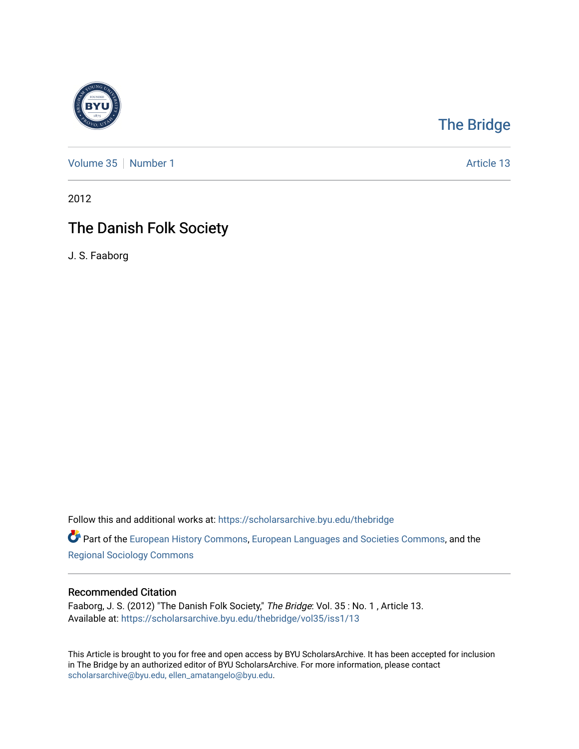The Bridge

Volume 35 | Number 1

Article 13

2012

# The Danish Folk Society

J. S. Faaborg

Follow this and additional works at: https://scholarsarchive.byu.edu/thebridge

Part of the European History Commons, European Languages and Societies Commons, and the Regional Sociology Commons

## Recommended Citation

Faaborg, J. S. (2012) "The Danish Folk Society," *The Bridge*: Vol. 35 : No. 1 , Article 13.
Available at: https://scholarsarchive.byu.edu/thebridge/vol35/iss1/13

This Article is brought to you for free and open access by BYU ScholarsArchive. It has been accepted for inclusion in The Bridge by an authorized editor of BYU ScholarsArchive. For more information, please contact scholarsarchive@byu.edu, ellen_amatangelo@byu.edu.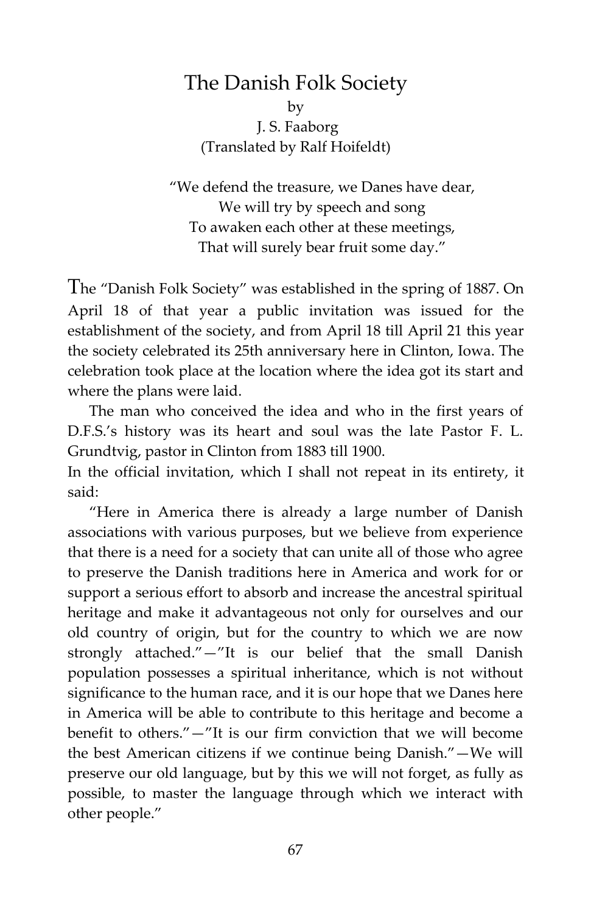# The Danish Folk Society

by

J. S. Faaborg

(Translated by Ralf Hoifeldt)

> "We defend the treasure, we Danes have dear,
> We will try by speech and song
> To awaken each other at these meetings,
> That will surely bear fruit some day."

The "Danish Folk Society" was established in the spring of 1887. On April 18 of that year a public invitation was issued for the establishment of the society, and from April 18 till April 21 this year the society celebrated its 25th anniversary here in Clinton, Iowa. The celebration took place at the location where the idea got its start and where the plans were laid.

The man who conceived the idea and who in the first years of D.F.S.'s history was its heart and soul was the late Pastor F. L. Grundtvig, pastor in Clinton from 1883 till 1900.

In the official invitation, which I shall not repeat in its entirety, it said:

"Here in America there is already a large number of Danish associations with various purposes, but we believe from experience that there is a need for a society that can unite all of those who agree to preserve the Danish traditions here in America and work for or support a serious effort to absorb and increase the ancestral spiritual heritage and make it advantageous not only for ourselves and our old country of origin, but for the country to which we are now strongly attached."—"It is our belief that the small Danish population possesses a spiritual inheritance, which is not without significance to the human race, and it is our hope that we Danes here in America will be able to contribute to this heritage and become a benefit to others."—"It is our firm conviction that we will become the best American citizens if we continue being Danish."—We will preserve our old language, but by this we will not forget, as fully as possible, to master the language through which we interact with other people."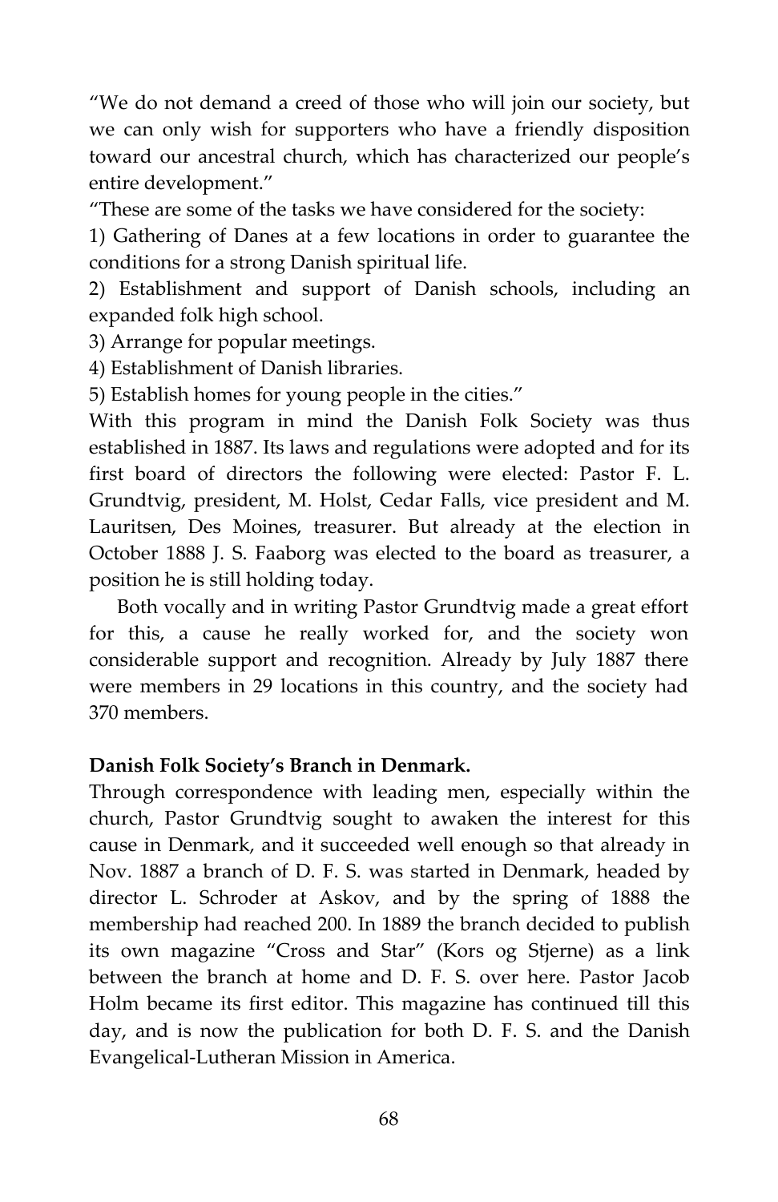"We do not demand a creed of those who will join our society, but we can only wish for supporters who have a friendly disposition toward our ancestral church, which has characterized our people's entire development."

"These are some of the tasks we have considered for the society:

1) Gathering of Danes at a few locations in order to guarantee the conditions for a strong Danish spiritual life.

2) Establishment and support of Danish schools, including an expanded folk high school.

3) Arrange for popular meetings.

4) Establishment of Danish libraries.

5) Establish homes for young people in the cities."

With this program in mind the Danish Folk Society was thus established in 1887. Its laws and regulations were adopted and for its first board of directors the following were elected: Pastor F. L. Grundtvig, president, M. Holst, Cedar Falls, vice president and M. Lauritsen, Des Moines, treasurer. But already at the election in October 1888 J. S. Faaborg was elected to the board as treasurer, a position he is still holding today.

Both vocally and in writing Pastor Grundtvig made a great effort for this, a cause he really worked for, and the society won considerable support and recognition. Already by July 1887 there were members in 29 locations in this country, and the society had 370 members.

**Danish Folk Society's Branch in Denmark.**

Through correspondence with leading men, especially within the church, Pastor Grundtvig sought to awaken the interest for this cause in Denmark, and it succeeded well enough so that already in Nov. 1887 a branch of D. F. S. was started in Denmark, headed by director L. Schroder at Askov, and by the spring of 1888 the membership had reached 200. In 1889 the branch decided to publish its own magazine "Cross and Star" (Kors og Stjerne) as a link between the branch at home and D. F. S. over here. Pastor Jacob Holm became its first editor. This magazine has continued till this day, and is now the publication for both D. F. S. and the Danish Evangelical-Lutheran Mission in America.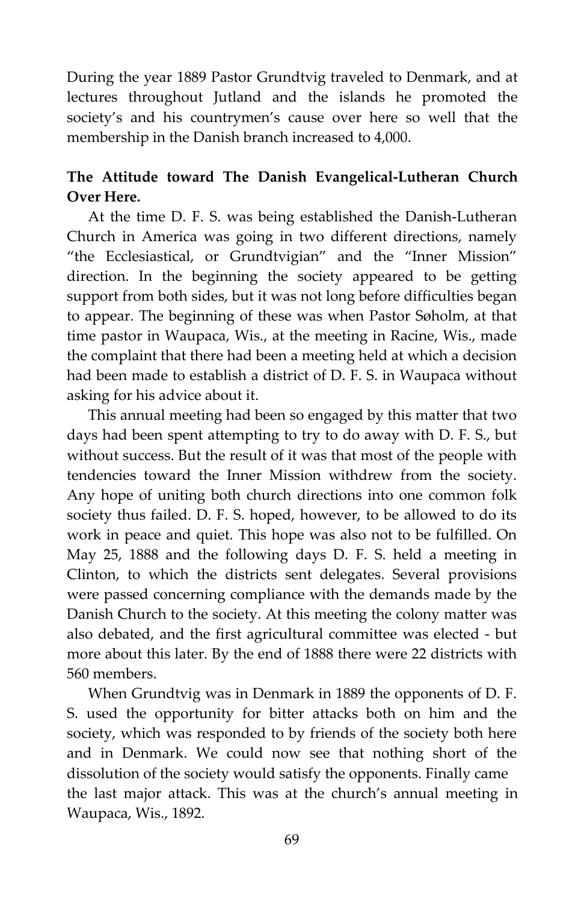During the year 1889 Pastor Grundtvig traveled to Denmark, and at lectures throughout Jutland and the islands he promoted the society's and his countrymen's cause over here so well that the membership in the Danish branch increased to 4,000.

**The Attitude toward The Danish Evangelical-Lutheran Church Over Here.**

At the time D. F. S. was being established the Danish-Lutheran Church in America was going in two different directions, namely "the Ecclesiastical, or Grundtvigian" and the "Inner Mission" direction. In the beginning the society appeared to be getting support from both sides, but it was not long before difficulties began to appear. The beginning of these was when Pastor Søholm, at that time pastor in Waupaca, Wis., at the meeting in Racine, Wis., made the complaint that there had been a meeting held at which a decision had been made to establish a district of D. F. S. in Waupaca without asking for his advice about it.

This annual meeting had been so engaged by this matter that two days had been spent attempting to try to do away with D. F. S., but without success. But the result of it was that most of the people with tendencies toward the Inner Mission withdrew from the society. Any hope of uniting both church directions into one common folk society thus failed. D. F. S. hoped, however, to be allowed to do its work in peace and quiet. This hope was also not to be fulfilled. On May 25, 1888 and the following days D. F. S. held a meeting in Clinton, to which the districts sent delegates. Several provisions were passed concerning compliance with the demands made by the Danish Church to the society. At this meeting the colony matter was also debated, and the first agricultural committee was elected - but more about this later. By the end of 1888 there were 22 districts with 560 members.

When Grundtvig was in Denmark in 1889 the opponents of D. F. S. used the opportunity for bitter attacks both on him and the society, which was responded to by friends of the society both here and in Denmark. We could now see that nothing short of the dissolution of the society would satisfy the opponents. Finally came the last major attack. This was at the church's annual meeting in Waupaca, Wis., 1892.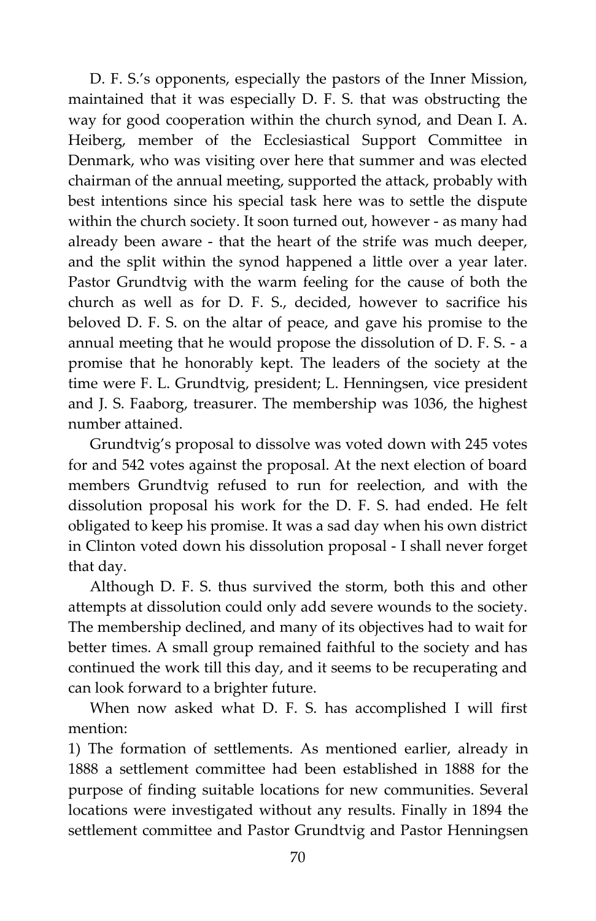D. F. S.'s opponents, especially the pastors of the Inner Mission, maintained that it was especially D. F. S. that was obstructing the way for good cooperation within the church synod, and Dean I. A. Heiberg, member of the Ecclesiastical Support Committee in Denmark, who was visiting over here that summer and was elected chairman of the annual meeting, supported the attack, probably with best intentions since his special task here was to settle the dispute within the church society. It soon turned out, however - as many had already been aware - that the heart of the strife was much deeper, and the split within the synod happened a little over a year later. Pastor Grundtvig with the warm feeling for the cause of both the church as well as for D. F. S., decided, however to sacrifice his beloved D. F. S. on the altar of peace, and gave his promise to the annual meeting that he would propose the dissolution of D. F. S. - a promise that he honorably kept. The leaders of the society at the time were F. L. Grundtvig, president; L. Henningsen, vice president and J. S. Faaborg, treasurer. The membership was 1036, the highest number attained.

Grundtvig's proposal to dissolve was voted down with 245 votes for and 542 votes against the proposal. At the next election of board members Grundtvig refused to run for reelection, and with the dissolution proposal his work for the D. F. S. had ended. He felt obligated to keep his promise. It was a sad day when his own district in Clinton voted down his dissolution proposal - I shall never forget that day.

Although D. F. S. thus survived the storm, both this and other attempts at dissolution could only add severe wounds to the society. The membership declined, and many of its objectives had to wait for better times. A small group remained faithful to the society and has continued the work till this day, and it seems to be recuperating and can look forward to a brighter future.

When now asked what D. F. S. has accomplished I will first mention:

1) The formation of settlements. As mentioned earlier, already in 1888 a settlement committee had been established in 1888 for the purpose of finding suitable locations for new communities. Several locations were investigated without any results. Finally in 1894 the settlement committee and Pastor Grundtvig and Pastor Henningsen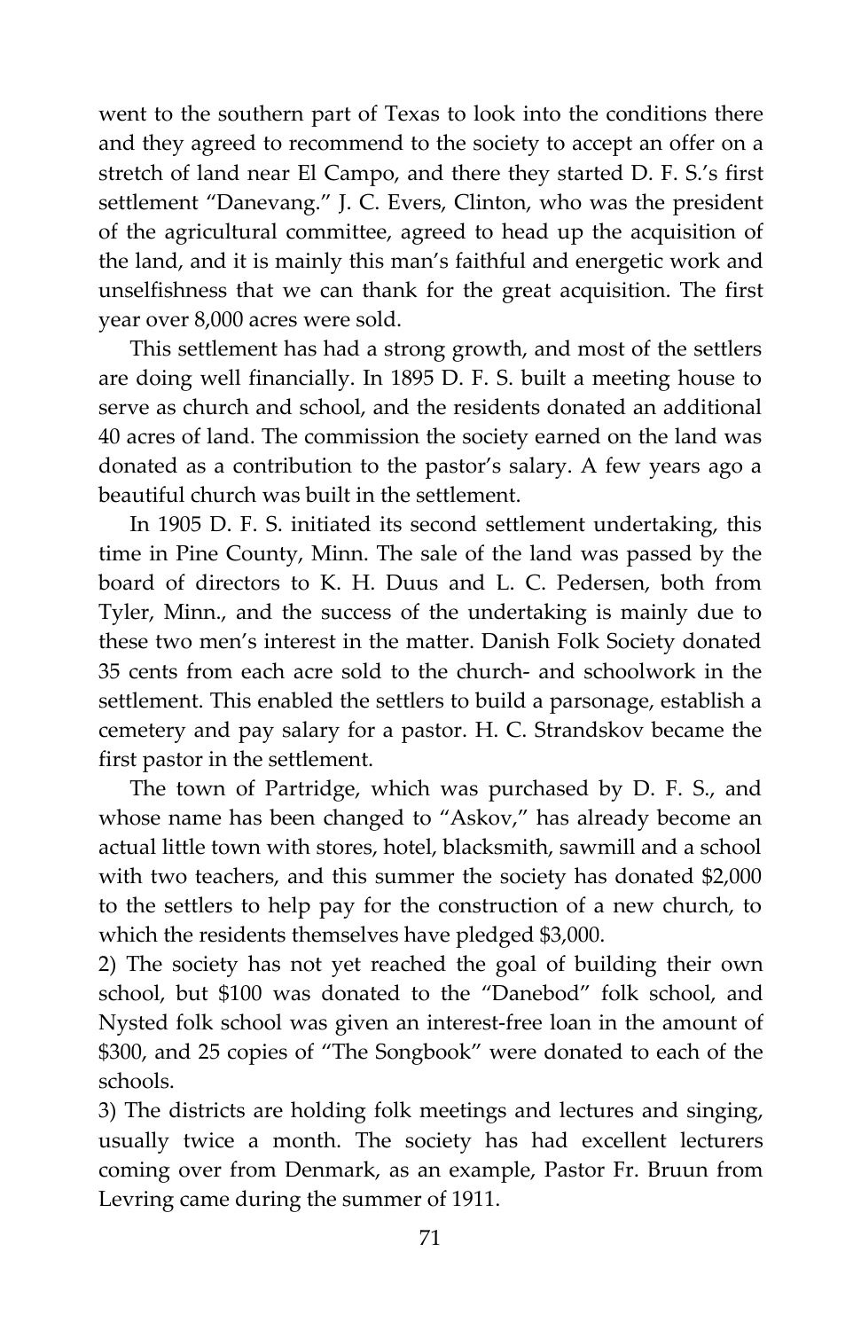went to the southern part of Texas to look into the conditions there and they agreed to recommend to the society to accept an offer on a stretch of land near El Campo, and there they started D. F. S.'s first settlement "Danevang." J. C. Evers, Clinton, who was the president of the agricultural committee, agreed to head up the acquisition of the land, and it is mainly this man's faithful and energetic work and unselfishness that we can thank for the great acquisition. The first year over 8,000 acres were sold.

This settlement has had a strong growth, and most of the settlers are doing well financially. In 1895 D. F. S. built a meeting house to serve as church and school, and the residents donated an additional 40 acres of land. The commission the society earned on the land was donated as a contribution to the pastor's salary. A few years ago a beautiful church was built in the settlement.

In 1905 D. F. S. initiated its second settlement undertaking, this time in Pine County, Minn. The sale of the land was passed by the board of directors to K. H. Duus and L. C. Pedersen, both from Tyler, Minn., and the success of the undertaking is mainly due to these two men's interest in the matter. Danish Folk Society donated 35 cents from each acre sold to the church- and schoolwork in the settlement. This enabled the settlers to build a parsonage, establish a cemetery and pay salary for a pastor. H. C. Strandskov became the first pastor in the settlement.

The town of Partridge, which was purchased by D. F. S., and whose name has been changed to "Askov," has already become an actual little town with stores, hotel, blacksmith, sawmill and a school with two teachers, and this summer the society has donated $2,000 to the settlers to help pay for the construction of a new church, to which the residents themselves have pledged $3,000.

2) The society has not yet reached the goal of building their own school, but $100 was donated to the "Danebod" folk school, and Nysted folk school was given an interest-free loan in the amount of $300, and 25 copies of "The Songbook" were donated to each of the schools.

3) The districts are holding folk meetings and lectures and singing, usually twice a month. The society has had excellent lecturers coming over from Denmark, as an example, Pastor Fr. Bruun from Levring came during the summer of 1911.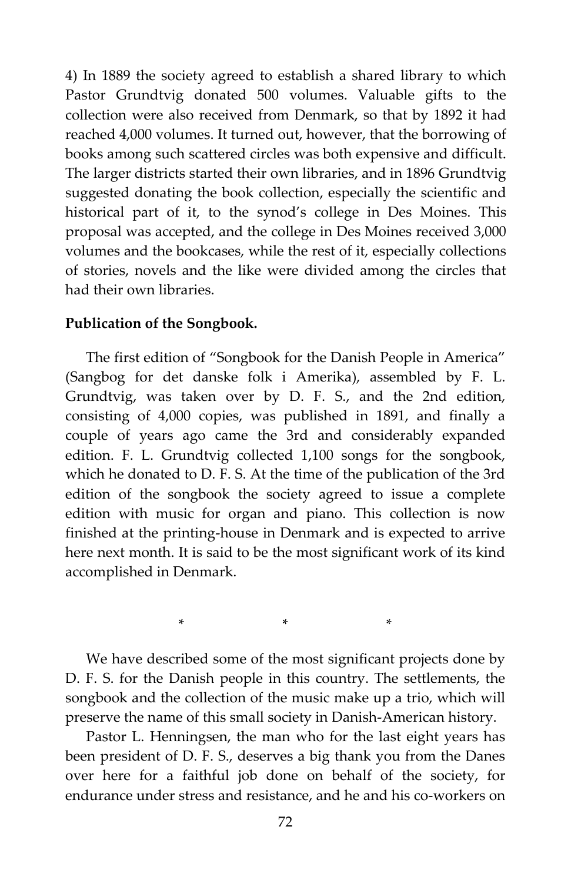4) In 1889 the society agreed to establish a shared library to which Pastor Grundtvig donated 500 volumes. Valuable gifts to the collection were also received from Denmark, so that by 1892 it had reached 4,000 volumes. It turned out, however, that the borrowing of books among such scattered circles was both expensive and difficult. The larger districts started their own libraries, and in 1896 Grundtvig suggested donating the book collection, especially the scientific and historical part of it, to the synod's college in Des Moines. This proposal was accepted, and the college in Des Moines received 3,000 volumes and the bookcases, while the rest of it, especially collections of stories, novels and the like were divided among the circles that had their own libraries.

**Publication of the Songbook.**

The first edition of "Songbook for the Danish People in America" (Sangbog for det danske folk i Amerika), assembled by F. L. Grundtvig, was taken over by D. F. S., and the 2nd edition, consisting of 4,000 copies, was published in 1891, and finally a couple of years ago came the 3rd and considerably expanded edition. F. L. Grundtvig collected 1,100 songs for the songbook, which he donated to D. F. S. At the time of the publication of the 3rd edition of the songbook the society agreed to issue a complete edition with music for organ and piano. This collection is now finished at the printing-house in Denmark and is expected to arrive here next month. It is said to be the most significant work of its kind accomplished in Denmark.

\* \* \*

We have described some of the most significant projects done by D. F. S. for the Danish people in this country. The settlements, the songbook and the collection of the music make up a trio, which will preserve the name of this small society in Danish-American history.

Pastor L. Henningsen, the man who for the last eight years has been president of D. F. S., deserves a big thank you from the Danes over here for a faithful job done on behalf of the society, for endurance under stress and resistance, and he and his co-workers on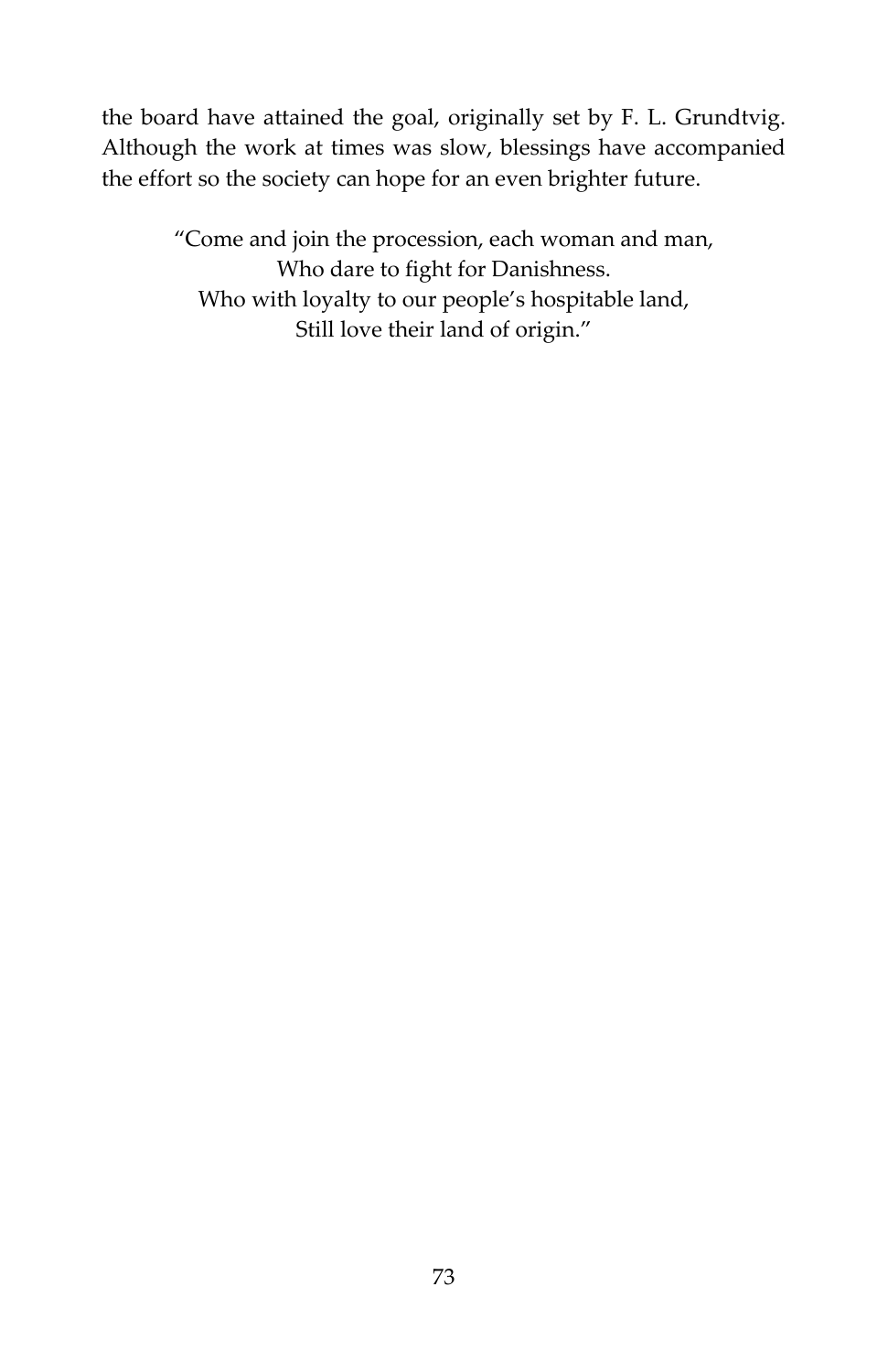the board have attained the goal, originally set by F. L. Grundtvig. Although the work at times was slow, blessings have accompanied the effort so the society can hope for an even brighter future.

"Come and join the procession, each woman and man,  
Who dare to fight for Danishness.  
Who with loyalty to our people's hospitable land,  
Still love their land of origin."